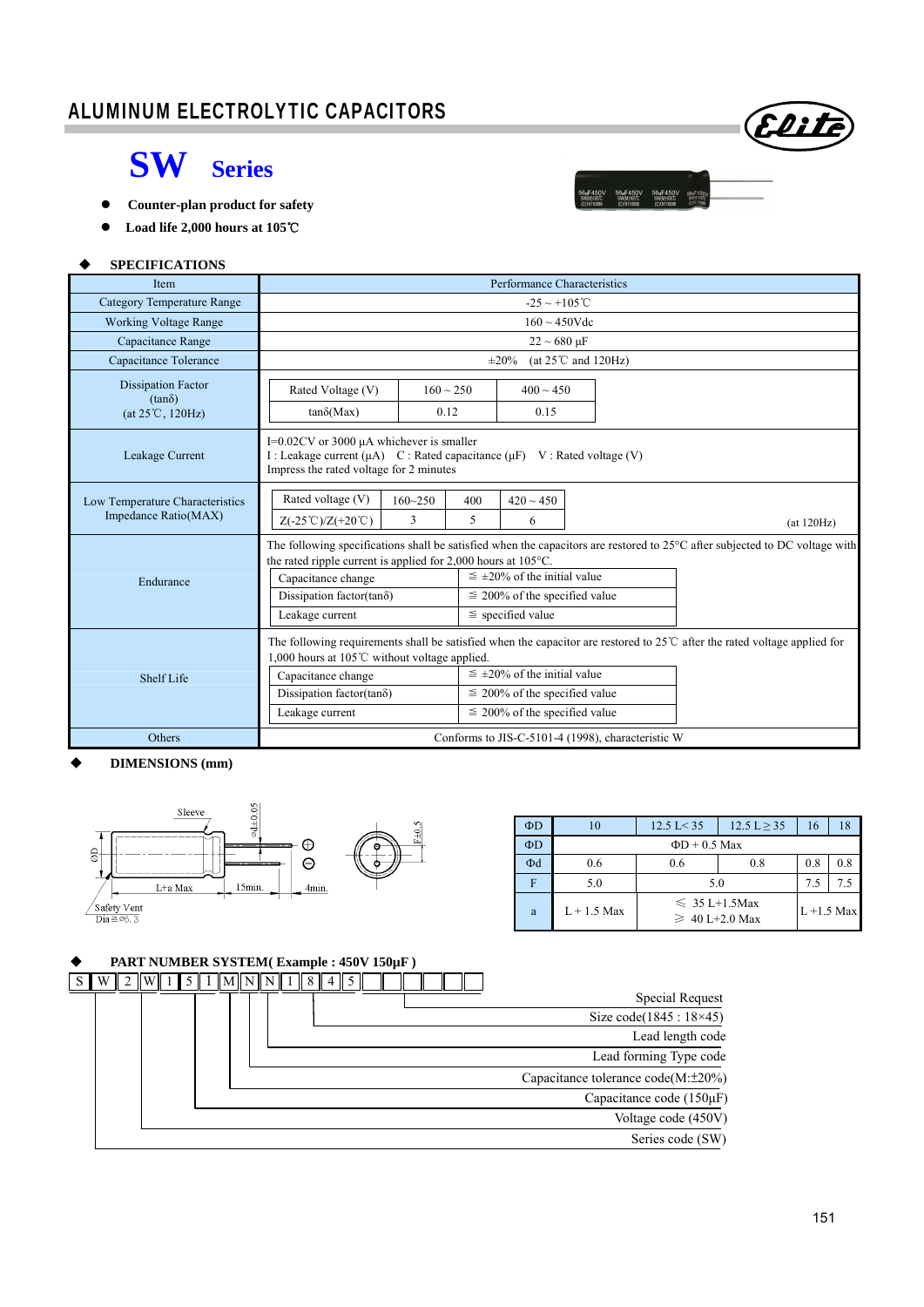# ALUMINUM ELECTROLYTIC CAPACITORS

## SW Series

- **Counter-plan product for safety**
- **Load life 2,000 hours at 105℃**

### SPECIFICATIONS

| Item | Performance Characteristics |
|---|---|
| Category Temperature Range | -25 ~ +105℃ |
| Working Voltage Range | 160 ~ 450Vdc |
| Capacitance Range | 22 ~ 680 μF |
| Capacitance Tolerance | ±20% (at 25℃ and 120Hz) |
| Dissipation Factor (tanδ) (at 25℃, 120Hz) | Rated Voltage (V): 160 ~ 250 / 400 ~ 450; tanδ(Max): 0.12 / 0.15 |
| Leakage Current | I=0.02CV or 3000 μA whichever is smaller<br>I : Leakage current (μA) C : Rated capacitance (μF) V : Rated voltage (V)<br>Impress the rated voltage for 2 minutes |
| Low Temperature Characteristics Impedance Ratio(MAX) | Rated voltage (V): 160~250 / 400 / 420 ~ 450; Z(-25℃)/Z(+20℃): 3 / 5 / 6 (at 120Hz) |
| Endurance | The following specifications shall be satisfied when the capacitors are restored to 25°C after subjected to DC voltage with the rated ripple current is applied for 2,000 hours at 105°C.<br>Capacitance change: ≦ ±20% of the initial value<br>Dissipation factor(tanδ): ≦ 200% of the specified value<br>Leakage current: ≦ specified value |
| Shelf Life | The following requirements shall be satisfied when the capacitor are restored to 25℃ after the rated voltage applied for 1,000 hours at 105℃ without voltage applied.<br>Capacitance change: ≦ ±20% of the initial value<br>Dissipation factor(tanδ): ≦ 200% of the specified value<br>Leakage current: ≦ 200% of the specified value |
| Others | Conforms to JIS-C-5101-4 (1998), characteristic W |

### DIMENSIONS (mm)

Sleeve, ΦD, L+a Max, 15min., 4min., Φd±0.05, F±0.5, Safety Vent Dia≧Φ6.3

| ΦD | 10 | 12.5 L< 35 | 12.5 L≧35 | 16 | 18 |
|---|---|---|---|---|---|
| ΦD | ΦD + 0.5 Max | | | | |
| Φd | 0.6 | 0.6 | 0.8 | 0.8 | 0.8 |
| F | 5.0 | 5.0 | | 7.5 | 7.5 |
| a | L + 1.5 Max | ≦ 35 L+1.5Max<br>≧ 40 L+2.0 Max | | L +1.5 Max | |

### PART NUMBER SYSTEM( Example : 450V 150μF )

S W 2 W 1 5 1 M N N 1 8 4 5 _ _ _ _ _ _

- S W: Series code (SW)
- 2 W: Voltage code (450V)
- 1 5 1: Capacitance code (150μF)
- M: Capacitance tolerance code(M:±20%)
- N: Lead forming Type code
- N: Lead length code
- 1 8 4 5: Size code(1845 : 18×45)
- Special Request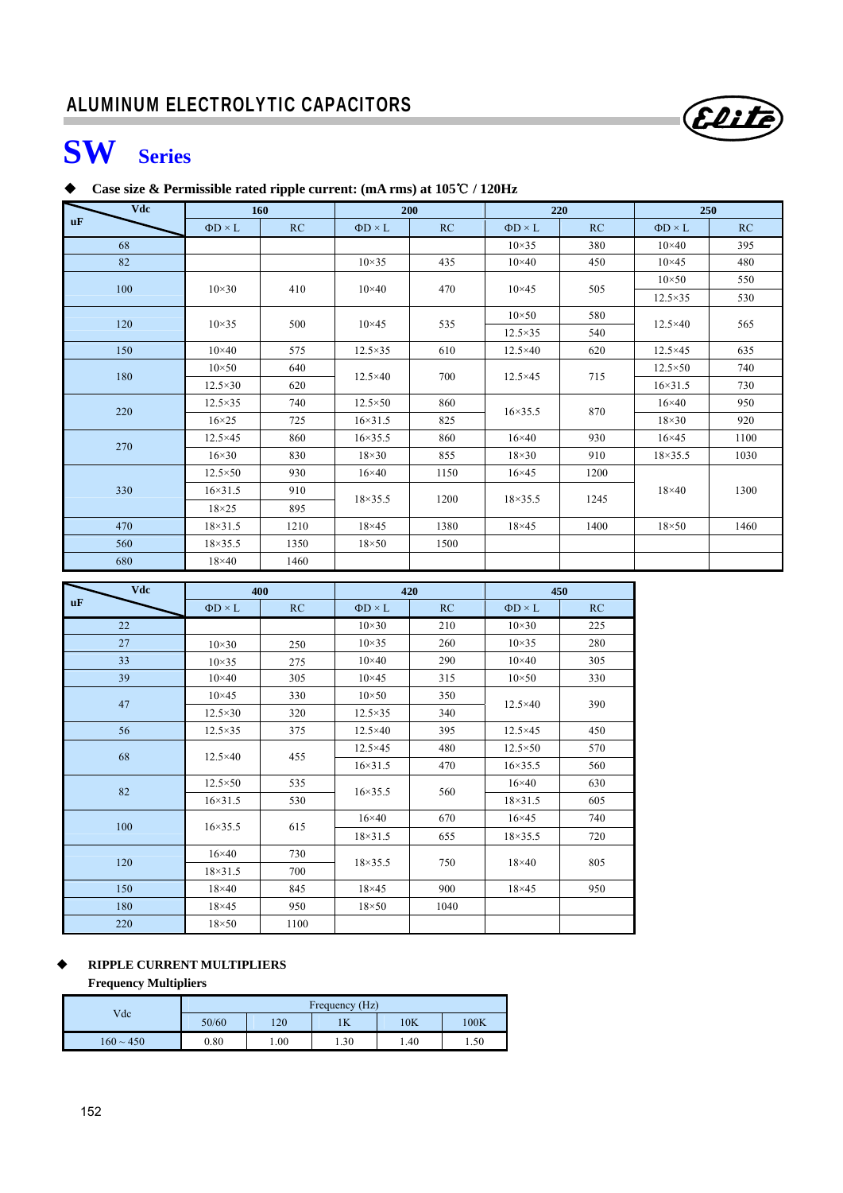## ALUMINUM ELECTROLYTIC CAPACITORS

# SW Series

◆ **Case size & Permissible rated ripple current: (mA rms) at 105℃ / 120Hz**

| uF \ Vdc | 160 | | 200 | | 220 | | 250 | |
|---|---|---|---|---|---|---|---|---|
| | ΦD × L | RC | ΦD × L | RC | ΦD × L | RC | ΦD × L | RC |
| 68 | | | | | 10×35 | 380 | 10×40 | 395 |
| 82 | | | 10×35 | 435 | 10×40 | 450 | 10×45 | 480 |
| 100 | 10×30 | 410 | 10×40 | 470 | 10×45 | 505 | 10×50 | 550 |
| | | | | | | | 12.5×35 | 530 |
| 120 | 10×35 | 500 | 10×45 | 535 | 10×50 | 580 | 12.5×40 | 565 |
| | | | | | 12.5×35 | 540 | | |
| 150 | 10×40 | 575 | 12.5×35 | 610 | 12.5×40 | 620 | 12.5×45 | 635 |
| 180 | 10×50 | 640 | 12.5×40 | 700 | 12.5×45 | 715 | 12.5×50 | 740 |
| | 12.5×30 | 620 | | | | | 16×31.5 | 730 |
| 220 | 12.5×35 | 740 | 12.5×50 | 860 | 16×35.5 | 870 | 16×40 | 950 |
| | 16×25 | 725 | 16×31.5 | 825 | | | 18×30 | 920 |
| 270 | 12.5×45 | 860 | 16×35.5 | 860 | 16×40 | 930 | 16×45 | 1100 |
| | 16×30 | 830 | 18×30 | 855 | 18×30 | 910 | 18×35.5 | 1030 |
| 330 | 12.5×50 | 930 | 16×40 | 1150 | 16×45 | 1200 | 18×40 | 1300 |
| | 16×31.5 | 910 | 18×35.5 | 1200 | 18×35.5 | 1245 | | |
| | 18×25 | 895 | | | | | | |
| 470 | 18×31.5 | 1210 | 18×45 | 1380 | 18×45 | 1400 | 18×50 | 1460 |
| 560 | 18×35.5 | 1350 | 18×50 | 1500 | | | | |
| 680 | 18×40 | 1460 | | | | | | |

| uF \ Vdc | 400 | | 420 | | 450 | |
|---|---|---|---|---|---|---|
| | ΦD × L | RC | ΦD × L | RC | ΦD × L | RC |
| 22 | | | 10×30 | 210 | 10×30 | 225 |
| 27 | 10×30 | 250 | 10×35 | 260 | 10×35 | 280 |
| 33 | 10×35 | 275 | 10×40 | 290 | 10×40 | 305 |
| 39 | 10×40 | 305 | 10×45 | 315 | 10×50 | 330 |
| 47 | 10×45 | 330 | 10×50 | 350 | 12.5×40 | 390 |
| | 12.5×30 | 320 | 12.5×35 | 340 | | |
| 56 | 12.5×35 | 375 | 12.5×40 | 395 | 12.5×45 | 450 |
| 68 | 12.5×40 | 455 | 12.5×45 | 480 | 12.5×50 | 570 |
| | | | 16×31.5 | 470 | 16×35.5 | 560 |
| 82 | 12.5×50 | 535 | 16×35.5 | 560 | 16×40 | 630 |
| | 16×31.5 | 530 | | | 18×31.5 | 605 |
| 100 | 16×35.5 | 615 | 16×40 | 670 | 16×45 | 740 |
| | | | 18×31.5 | 655 | 18×35.5 | 720 |
| 120 | 16×40 | 730 | 18×35.5 | 750 | 18×40 | 805 |
| | 18×31.5 | 700 | | | | |
| 150 | 18×40 | 845 | 18×45 | 900 | 18×45 | 950 |
| 180 | 18×45 | 950 | 18×50 | 1040 | | |
| 220 | 18×50 | 1100 | | | | |

◆ **RIPPLE CURRENT MULTIPLIERS**

**Frequency Multipliers**

| Vdc | Frequency (Hz) | | | | |
|---|---|---|---|---|---|
| | 50/60 | 120 | 1K | 10K | 100K |
| 160 ~ 450 | 0.80 | 1.00 | 1.30 | 1.40 | 1.50 |